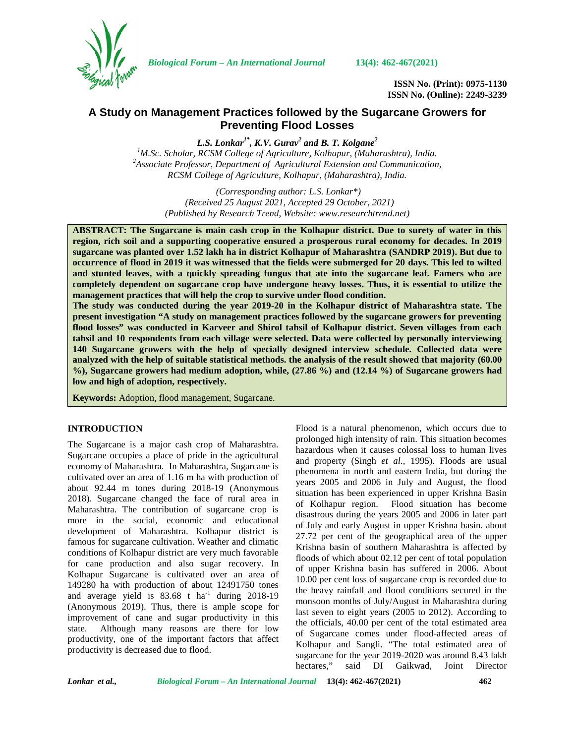ISSN No. (Print): 0975-1130
ISSN No. (Online): 2249-3239

# A Study on Management Practices followed by the Sugarcane Growers for Preventing Flood Losses

***L.S. Lonkar[1*], K.V. Gurav[2] and B. T. Kolgane[2]***

[1]*M.Sc. Scholar, RCSM College of Agriculture, Kolhapur, (Maharashtra), India.*
[2]*Associate Professor, Department of Agricultural Extension and Communication, RCSM College of Agriculture, Kolhapur, (Maharashtra), India.*

*(Corresponding author: L.S. Lonkar\*)*
*(Received 25 August 2021, Accepted 29 October, 2021)*
*(Published by Research Trend, Website: www.researchtrend.net)*

**ABSTRACT: The Sugarcane is main cash crop in the Kolhapur district. Due to surety of water in this region, rich soil and a supporting cooperative ensured a prosperous rural economy for decades. In 2019 sugarcane was planted over 1.52 lakh ha in district Kolhapur of Maharashtra (SANDRP 2019). But due to occurrence of flood in 2019 it was witnessed that the fields were submerged for 20 days. This led to wilted and stunted leaves, with a quickly spreading fungus that ate into the sugarcane leaf. Famers who are completely dependent on sugarcane crop have undergone heavy losses. Thus, it is essential to utilize the management practices that will help the crop to survive under flood condition.**

**The study was conducted during the year 2019-20 in the Kolhapur district of Maharashtra state. The present investigation "A study on management practices followed by the sugarcane growers for preventing flood losses" was conducted in Karveer and Shirol tahsil of Kolhapur district. Seven villages from each tahsil and 10 respondents from each village were selected. Data were collected by personally interviewing 140 Sugarcane growers with the help of specially designed interview schedule. Collected data were analyzed with the help of suitable statistical methods. the analysis of the result showed that majority (60.00 %), Sugarcane growers had medium adoption, while, (27.86 %) and (12.14 %) of Sugarcane growers had low and high of adoption, respectively.**

**Keywords:** Adoption, flood management, Sugarcane.

## INTRODUCTION

The Sugarcane is a major cash crop of Maharashtra. Sugarcane occupies a place of pride in the agricultural economy of Maharashtra. In Maharashtra, Sugarcane is cultivated over an area of 1.16 m ha with production of about 92.44 m tones during 2018-19 (Anonymous 2018). Sugarcane changed the face of rural area in Maharashtra. The contribution of sugarcane crop is more in the social, economic and educational development of Maharashtra. Kolhapur district is famous for sugarcane cultivation. Weather and climatic conditions of Kolhapur district are very much favorable for cane production and also sugar recovery. In Kolhapur Sugarcane is cultivated over an area of 149280 ha with production of about 12491750 tones and average yield is 83.68 t ha$^{-1}$ during 2018-19 (Anonymous 2019). Thus, there is ample scope for improvement of cane and sugar productivity in this state. Although many reasons are there for low productivity, one of the important factors that affect productivity is decreased due to flood.

Flood is a natural phenomenon, which occurs due to prolonged high intensity of rain. This situation becomes hazardous when it causes colossal loss to human lives and property (Singh *et al.,* 1995). Floods are usual phenomena in north and eastern India, but during the years 2005 and 2006 in July and August, the flood situation has been experienced in upper Krishna Basin of Kolhapur region. Flood situation has become disastrous during the years 2005 and 2006 in later part of July and early August in upper Krishna basin. about 27.72 per cent of the geographical area of the upper Krishna basin of southern Maharashtra is affected by floods of which about 02.12 per cent of total population of upper Krishna basin has suffered in 2006. About 10.00 per cent loss of sugarcane crop is recorded due to the heavy rainfall and flood conditions secured in the monsoon months of July/August in Maharashtra during last seven to eight years (2005 to 2012). According to the officials, 40.00 per cent of the total estimated area of Sugarcane comes under flood-affected areas of Kolhapur and Sangli. "The total estimated area of sugarcane for the year 2019-2020 was around 8.43 lakh hectares," said DI Gaikwad, Joint Director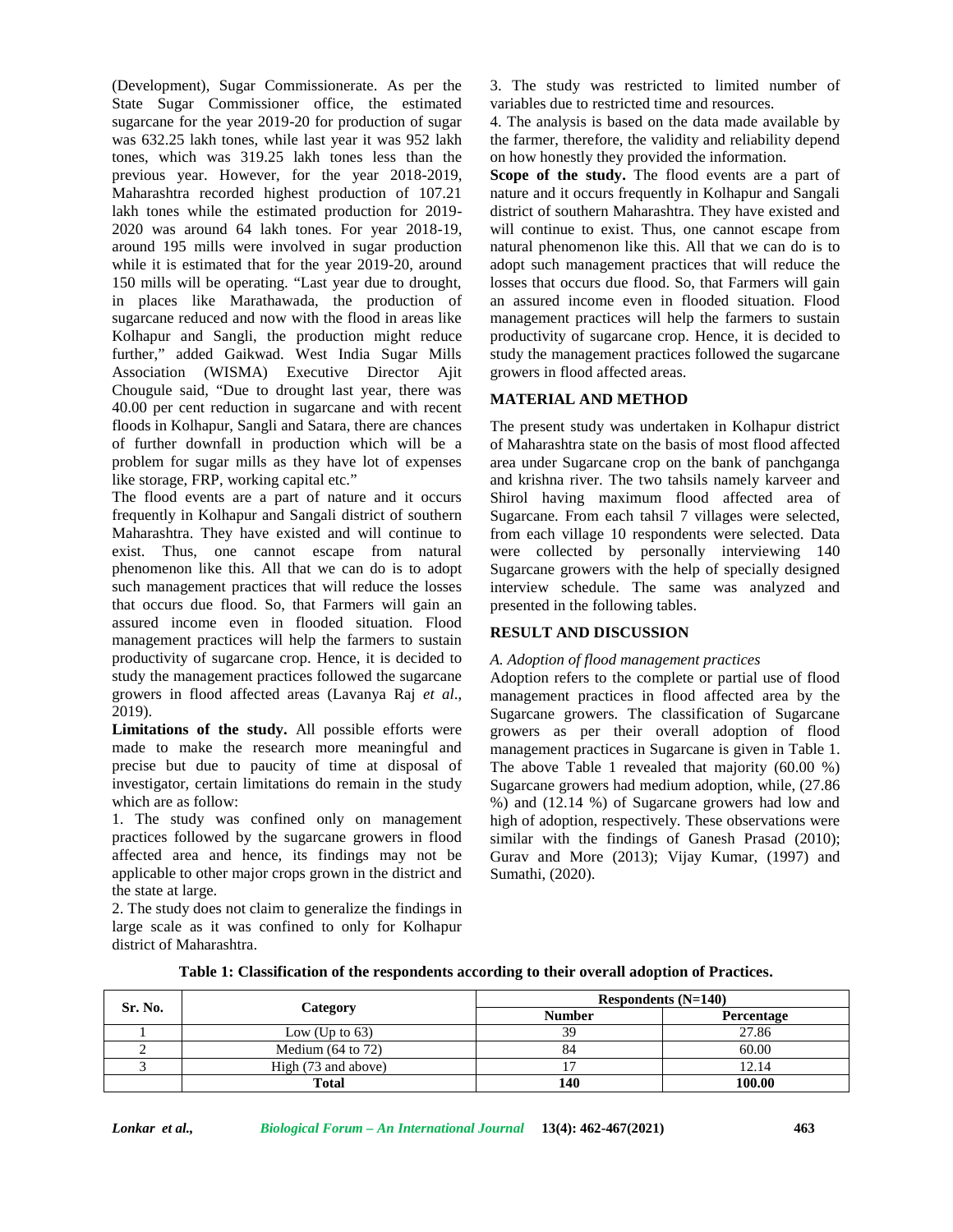(Development), Sugar Commissionerate. As per the State Sugar Commissioner office, the estimated sugarcane for the year 2019-20 for production of sugar was 632.25 lakh tones, while last year it was 952 lakh tones, which was 319.25 lakh tones less than the previous year. However, for the year 2018-2019, Maharashtra recorded highest production of 107.21 lakh tones while the estimated production for 2019-2020 was around 64 lakh tones. For year 2018-19, around 195 mills were involved in sugar production while it is estimated that for the year 2019-20, around 150 mills will be operating. "Last year due to drought, in places like Marathawada, the production of sugarcane reduced and now with the flood in areas like Kolhapur and Sangli, the production might reduce further," added Gaikwad. West India Sugar Mills Association (WISMA) Executive Director Ajit Chougule said, "Due to drought last year, there was 40.00 per cent reduction in sugarcane and with recent floods in Kolhapur, Sangli and Satara, there are chances of further downfall in production which will be a problem for sugar mills as they have lot of expenses like storage, FRP, working capital etc."

The flood events are a part of nature and it occurs frequently in Kolhapur and Sangali district of southern Maharashtra. They have existed and will continue to exist. Thus, one cannot escape from natural phenomenon like this. All that we can do is to adopt such management practices that will reduce the losses that occurs due flood. So, that Farmers will gain an assured income even in flooded situation. Flood management practices will help the farmers to sustain productivity of sugarcane crop. Hence, it is decided to study the management practices followed the sugarcane growers in flood affected areas (Lavanya Raj *et al*., 2019).

**Limitations of the study.** All possible efforts were made to make the research more meaningful and precise but due to paucity of time at disposal of investigator, certain limitations do remain in the study which are as follow:

1. The study was confined only on management practices followed by the sugarcane growers in flood affected area and hence, its findings may not be applicable to other major crops grown in the district and the state at large.
2. The study does not claim to generalize the findings in large scale as it was confined to only for Kolhapur district of Maharashtra.
3. The study was restricted to limited number of variables due to restricted time and resources.
4. The analysis is based on the data made available by the farmer, therefore, the validity and reliability depend on how honestly they provided the information.

**Scope of the study.** The flood events are a part of nature and it occurs frequently in Kolhapur and Sangali district of southern Maharashtra. They have existed and will continue to exist. Thus, one cannot escape from natural phenomenon like this. All that we can do is to adopt such management practices that will reduce the losses that occurs due flood. So, that Farmers will gain an assured income even in flooded situation. Flood management practices will help the farmers to sustain productivity of sugarcane crop. Hence, it is decided to study the management practices followed the sugarcane growers in flood affected areas.

## MATERIAL AND METHOD

The present study was undertaken in Kolhapur district of Maharashtra state on the basis of most flood affected area under Sugarcane crop on the bank of panchganga and krishna river. The two tahsils namely karveer and Shirol having maximum flood affected area of Sugarcane. From each tahsil 7 villages were selected, from each village 10 respondents were selected. Data were collected by personally interviewing 140 Sugarcane growers with the help of specially designed interview schedule. The same was analyzed and presented in the following tables.

## RESULT AND DISCUSSION

*A. Adoption of flood management practices*

Adoption refers to the complete or partial use of flood management practices in flood affected area by the Sugarcane growers. The classification of Sugarcane growers as per their overall adoption of flood management practices in Sugarcane is given in Table 1. The above Table 1 revealed that majority (60.00 %) Sugarcane growers had medium adoption, while, (27.86 %) and (12.14 %) of Sugarcane growers had low and high of adoption, respectively. These observations were similar with the findings of Ganesh Prasad (2010); Gurav and More (2013); Vijay Kumar, (1997) and Sumathi, (2020).

**Table 1: Classification of the respondents according to their overall adoption of Practices.**

| Sr. No. | Category | Respondents (N=140) | |
|---|---|---|---|
| | | Number | Percentage |
| 1 | Low (Up to 63) | 39 | 27.86 |
| 2 | Medium (64 to 72) | 84 | 60.00 |
| 3 | High (73 and above) | 17 | 12.14 |
| | **Total** | **140** | **100.00** |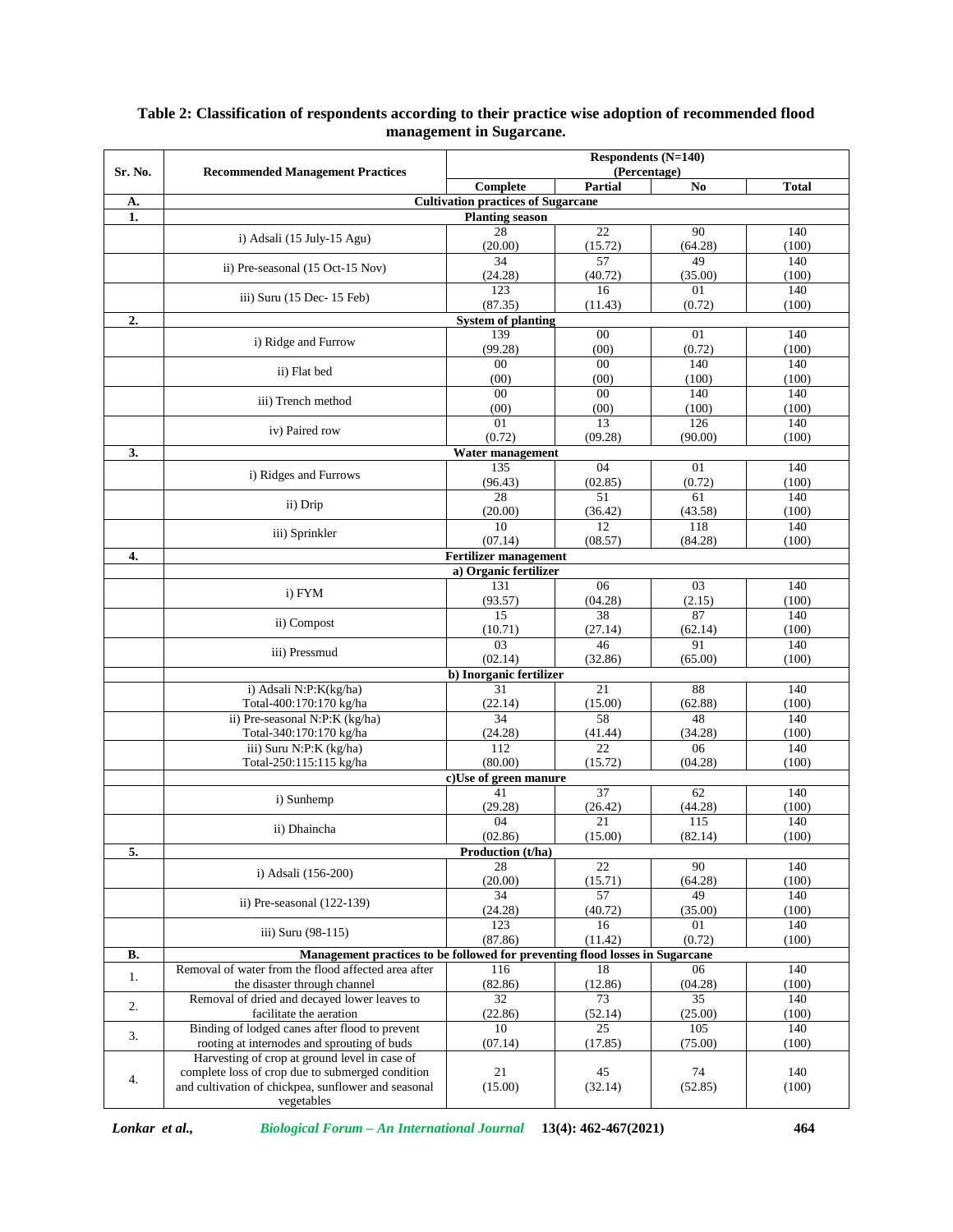**Table 2: Classification of respondents according to their practice wise adoption of recommended flood management in Sugarcane.**

| Sr. No. | Recommended Management Practices | Respondents (N=140) (Percentage) | | | |
|---|---|---|---|---|---|
| | | Complete | Partial | No | Total |
| **A.** | **Cultivation practices of Sugarcane** | | | | |
| **1.** | **Planting season** | | | | |
| | i) Adsali (15 July-15 Agu) | 28 (20.00) | 22 (15.72) | 90 (64.28) | 140 (100) |
| | ii) Pre-seasonal (15 Oct-15 Nov) | 34 (24.28) | 57 (40.72) | 49 (35.00) | 140 (100) |
| | iii) Suru (15 Dec- 15 Feb) | 123 (87.35) | 16 (11.43) | 01 (0.72) | 140 (100) |
| **2.** | **System of planting** | | | | |
| | i) Ridge and Furrow | 139 (99.28) | 00 (00) | 01 (0.72) | 140 (100) |
| | ii) Flat bed | 00 (00) | 00 (00) | 140 (100) | 140 (100) |
| | iii) Trench method | 00 (00) | 00 (00) | 140 (100) | 140 (100) |
| | iv) Paired row | 01 (0.72) | 13 (09.28) | 126 (90.00) | 140 (100) |
| **3.** | **Water management** | | | | |
| | i) Ridges and Furrows | 135 (96.43) | 04 (02.85) | 01 (0.72) | 140 (100) |
| | ii) Drip | 28 (20.00) | 51 (36.42) | 61 (43.58) | 140 (100) |
| | iii) Sprinkler | 10 (07.14) | 12 (08.57) | 118 (84.28) | 140 (100) |
| **4.** | **Fertilizer management** | | | | |
| | **a) Organic fertilizer** | | | | |
| | i) FYM | 131 (93.57) | 06 (04.28) | 03 (2.15) | 140 (100) |
| | ii) Compost | 15 (10.71) | 38 (27.14) | 87 (62.14) | 140 (100) |
| | iii) Pressmud | 03 (02.14) | 46 (32.86) | 91 (65.00) | 140 (100) |
| | **b) Inorganic fertilizer** | | | | |
| | i) Adsali N:P:K(kg/ha) Total-400:170:170 kg/ha | 31 (22.14) | 21 (15.00) | 88 (62.88) | 140 (100) |
| | ii) Pre-seasonal N:P:K (kg/ha) Total-340:170:170 kg/ha | 34 (24.28) | 58 (41.44) | 48 (34.28) | 140 (100) |
| | iii) Suru N:P:K (kg/ha) Total-250:115:115 kg/ha | 112 (80.00) | 22 (15.72) | 06 (04.28) | 140 (100) |
| | **c)Use of green manure** | | | | |
| | i) Sunhemp | 41 (29.28) | 37 (26.42) | 62 (44.28) | 140 (100) |
| | ii) Dhaincha | 04 (02.86) | 21 (15.00) | 115 (82.14) | 140 (100) |
| **5.** | **Production (t/ha)** | | | | |
| | i) Adsali (156-200) | 28 (20.00) | 22 (15.71) | 90 (64.28) | 140 (100) |
| | ii) Pre-seasonal (122-139) | 34 (24.28) | 57 (40.72) | 49 (35.00) | 140 (100) |
| | iii) Suru (98-115) | 123 (87.86) | 16 (11.42) | 01 (0.72) | 140 (100) |
| **B.** | **Management practices to be followed for preventing flood losses in Sugarcane** | | | | |
| 1. | Removal of water from the flood affected area after the disaster through channel | 116 (82.86) | 18 (12.86) | 06 (04.28) | 140 (100) |
| 2. | Removal of dried and decayed lower leaves to facilitate the aeration | 32 (22.86) | 73 (52.14) | 35 (25.00) | 140 (100) |
| 3. | Binding of lodged canes after flood to prevent rooting at internodes and sprouting of buds | 10 (07.14) | 25 (17.85) | 105 (75.00) | 140 (100) |
| 4. | Harvesting of crop at ground level in case of complete loss of crop due to submerged condition and cultivation of chickpea, sunflower and seasonal vegetables | 21 (15.00) | 45 (32.14) | 74 (52.85) | 140 (100) |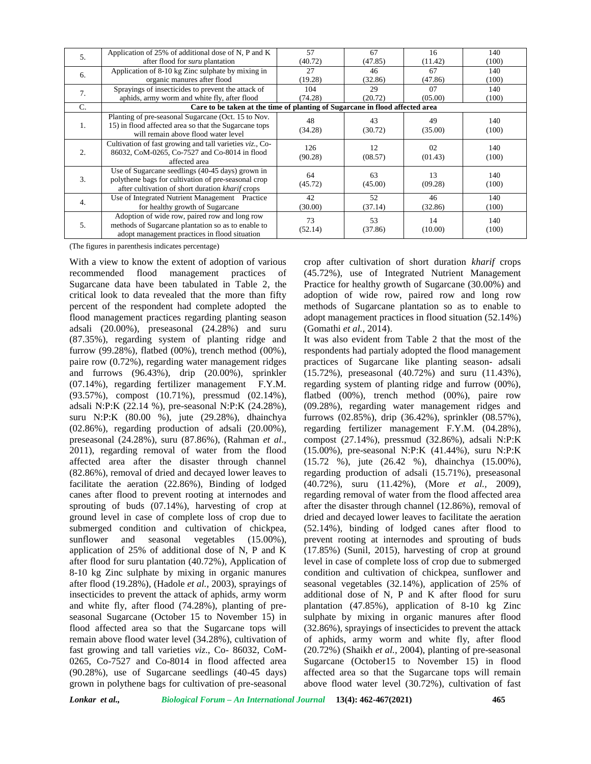| | | | | | |
|---|---|---|---|---|---|
| 5. | Application of 25% of additional dose of N, P and K after flood for *suru* plantation | 57 (40.72) | 67 (47.85) | 16 (11.42) | 140 (100) |
| 6. | Application of 8-10 kg Zinc sulphate by mixing in organic manures after flood | 27 (19.28) | 46 (32.86) | 67 (47.86) | 140 (100) |
| 7. | Sprayings of insecticides to prevent the attack of aphids, army worm and white fly, after flood | 104 (74.28) | 29 (20.72) | 07 (05.00) | 140 (100) |
| C. | **Care to be taken at the time of planting of Sugarcane in flood affected area** | | | | |
| 1. | Planting of pre-seasonal Sugarcane (Oct. 15 to Nov. 15) in flood affected area so that the Sugarcane tops will remain above flood water level | 48 (34.28) | 43 (30.72) | 49 (35.00) | 140 (100) |
| 2. | Cultivation of fast growing and tall varieties *viz.*, Co-86032, CoM-0265, Co-7527 and Co-8014 in flood affected area | 126 (90.28) | 12 (08.57) | 02 (01.43) | 140 (100) |
| 3. | Use of Sugarcane seedlings (40-45 days) grown in polythene bags for cultivation of pre-seasonal crop after cultivation of short duration *kharif* crops | 64 (45.72) | 63 (45.00) | 13 (09.28) | 140 (100) |
| 4. | Use of Integrated Nutrient Management Practice for healthy growth of Sugarcane | 42 (30.00) | 52 (37.14) | 46 (32.86) | 140 (100) |
| 5. | Adoption of wide row, paired row and long row methods of Sugarcane plantation so as to enable to adopt management practices in flood situation | 73 (52.14) | 53 (37.86) | 14 (10.00) | 140 (100) |

(The figures in parenthesis indicates percentage)

With a view to know the extent of adoption of various recommended flood management practices of Sugarcane data have been tabulated in Table 2, the critical look to data revealed that the more than fifty percent of the respondent had complete adopted the flood management practices regarding planting season adsali (20.00%), preseasonal (24.28%) and suru (87.35%), regarding system of planting ridge and furrow (99.28%), flatbed (00%), trench method (00%), paire row (0.72%), regarding water management ridges and furrows (96.43%), drip (20.00%), sprinkler (07.14%), regarding fertilizer management F.Y.M. (93.57%), compost (10.71%), pressmud (02.14%), adsali N:P:K (22.14 %), pre-seasonal N:P:K (24.28%), suru N:P:K (80.00 %), jute (29.28%), dhainchya (02.86%), regarding production of adsali (20.00%), preseasonal (24.28%), suru (87.86%), (Rahman *et al*., 2011), regarding removal of water from the flood affected area after the disaster through channel (82.86%), removal of dried and decayed lower leaves to facilitate the aeration (22.86%), Binding of lodged canes after flood to prevent rooting at internodes and sprouting of buds (07.14%), harvesting of crop at ground level in case of complete loss of crop due to submerged condition and cultivation of chickpea, sunflower and seasonal vegetables (15.00%), application of 25% of additional dose of N, P and K after flood for suru plantation (40.72%), Application of 8-10 kg Zinc sulphate by mixing in organic manures after flood (19.28%), (Hadole *et al.,* 2003), sprayings of insecticides to prevent the attack of aphids, army worm and white fly, after flood (74.28%), planting of pre-seasonal Sugarcane (October 15 to November 15) in flood affected area so that the Sugarcane tops will remain above flood water level (34.28%), cultivation of fast growing and tall varieties *viz*., Co- 86032, CoM-0265, Co-7527 and Co-8014 in flood affected area (90.28%), use of Sugarcane seedlings (40-45 days) grown in polythene bags for cultivation of pre-seasonal crop after cultivation of short duration *kharif* crops (45.72%), use of Integrated Nutrient Management Practice for healthy growth of Sugarcane (30.00%) and adoption of wide row, paired row and long row methods of Sugarcane plantation so as to enable to adopt management practices in flood situation (52.14%) (Gomathi *et al.,* 2014).

It was also evident from Table 2 that the most of the respondents had partialy adopted the flood management practices of Sugarcane like planting season- adsali (15.72%), preseasonal (40.72%) and suru (11.43%), regarding system of planting ridge and furrow (00%), flatbed (00%), trench method (00%), paire row (09.28%), regarding water management ridges and furrows (02.85%), drip (36.42%), sprinkler (08.57%), regarding fertilizer management F.Y.M. (04.28%), compost (27.14%), pressmud (32.86%), adsali N:P:K (15.00%), pre-seasonal N:P:K (41.44%), suru N:P:K (15.72 %), jute (26.42 %), dhainchya (15.00%), regarding production of adsali (15.71%), preseasonal (40.72%), suru (11.42%), (More *et al.,* 2009), regarding removal of water from the flood affected area after the disaster through channel (12.86%), removal of dried and decayed lower leaves to facilitate the aeration (52.14%), binding of lodged canes after flood to prevent rooting at internodes and sprouting of buds (17.85%) (Sunil, 2015), harvesting of crop at ground level in case of complete loss of crop due to submerged condition and cultivation of chickpea, sunflower and seasonal vegetables (32.14%), application of 25% of additional dose of N, P and K after flood for suru plantation (47.85%), application of 8-10 kg Zinc sulphate by mixing in organic manures after flood (32.86%), sprayings of insecticides to prevent the attack of aphids, army worm and white fly, after flood (20.72%) (Shaikh *et al.,* 2004), planting of pre-seasonal Sugarcane (October15 to November 15) in flood affected area so that the Sugarcane tops will remain above flood water level (30.72%), cultivation of fast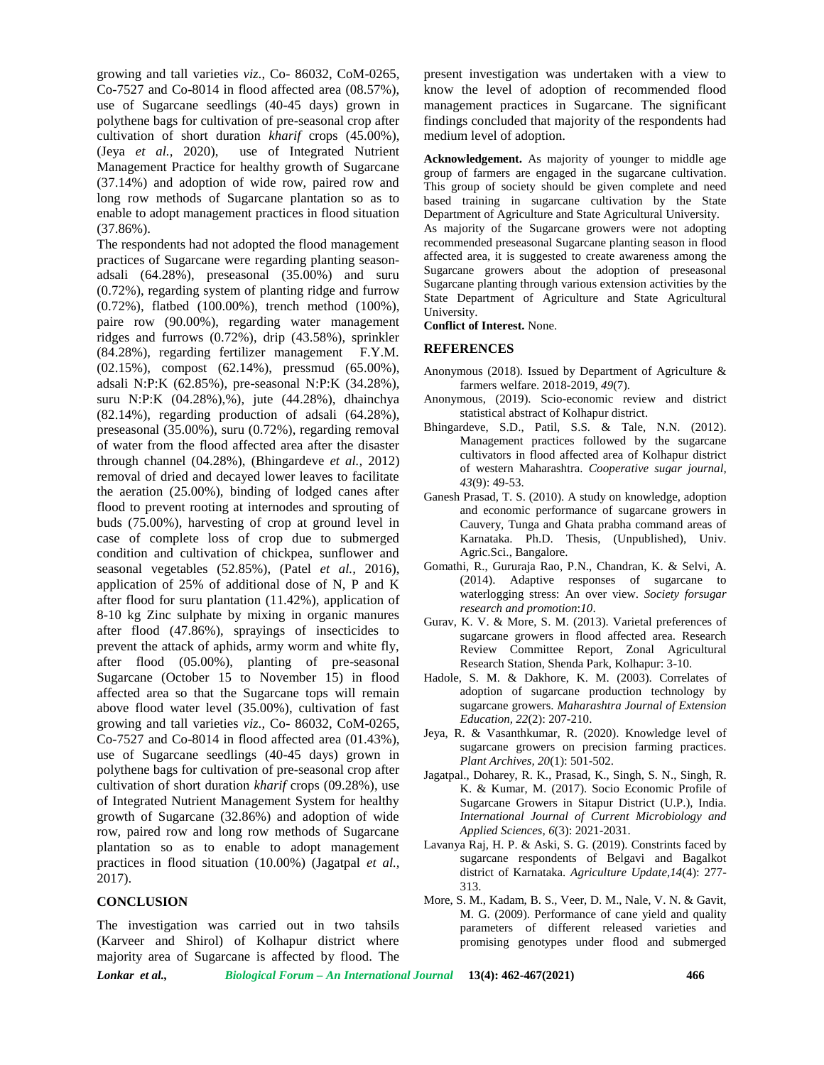growing and tall varieties *viz.*, Co- 86032, CoM-0265, Co-7527 and Co-8014 in flood affected area (08.57%), use of Sugarcane seedlings (40-45 days) grown in polythene bags for cultivation of pre-seasonal crop after cultivation of short duration *kharif* crops (45.00%), (Jeya *et al.,* 2020), use of Integrated Nutrient Management Practice for healthy growth of Sugarcane (37.14%) and adoption of wide row, paired row and long row methods of Sugarcane plantation so as to enable to adopt management practices in flood situation (37.86%).

The respondents had not adopted the flood management practices of Sugarcane were regarding planting season-adsali (64.28%), preseasonal (35.00%) and suru (0.72%), regarding system of planting ridge and furrow (0.72%), flatbed (100.00%), trench method (100%), paire row (90.00%), regarding water management ridges and furrows (0.72%), drip (43.58%), sprinkler (84.28%), regarding fertilizer management F.Y.M. (02.15%), compost (62.14%), pressmud (65.00%), adsali N:P:K (62.85%), pre-seasonal N:P:K (34.28%), suru N:P:K (04.28%),%), jute (44.28%), dhainchya (82.14%), regarding production of adsali (64.28%), preseasonal (35.00%), suru (0.72%), regarding removal of water from the flood affected area after the disaster through channel (04.28%), (Bhingardeve *et al.,* 2012) removal of dried and decayed lower leaves to facilitate the aeration (25.00%), binding of lodged canes after flood to prevent rooting at internodes and sprouting of buds (75.00%), harvesting of crop at ground level in case of complete loss of crop due to submerged condition and cultivation of chickpea, sunflower and seasonal vegetables (52.85%), (Patel *et al.,* 2016), application of 25% of additional dose of N, P and K after flood for suru plantation (11.42%), application of 8-10 kg Zinc sulphate by mixing in organic manures after flood (47.86%), sprayings of insecticides to prevent the attack of aphids, army worm and white fly, after flood (05.00%), planting of pre-seasonal Sugarcane (October 15 to November 15) in flood affected area so that the Sugarcane tops will remain above flood water level (35.00%), cultivation of fast growing and tall varieties *viz.*, Co- 86032, CoM-0265, Co-7527 and Co-8014 in flood affected area (01.43%), use of Sugarcane seedlings (40-45 days) grown in polythene bags for cultivation of pre-seasonal crop after cultivation of short duration *kharif* crops (09.28%), use of Integrated Nutrient Management System for healthy growth of Sugarcane (32.86%) and adoption of wide row, paired row and long row methods of Sugarcane plantation so as to enable to adopt management practices in flood situation (10.00%) (Jagatpal *et al.,* 2017).

## CONCLUSION

The investigation was carried out in two tahsils (Karveer and Shirol) of Kolhapur district where majority area of Sugarcane is affected by flood. The present investigation was undertaken with a view to know the level of adoption of recommended flood management practices in Sugarcane. The significant findings concluded that majority of the respondents had medium level of adoption.

**Acknowledgement.** As majority of younger to middle age group of farmers are engaged in the sugarcane cultivation. This group of society should be given complete and need based training in sugarcane cultivation by the State Department of Agriculture and State Agricultural University.

As majority of the Sugarcane growers were not adopting recommended preseasonal Sugarcane planting season in flood affected area, it is suggested to create awareness among the Sugarcane growers about the adoption of preseasonal Sugarcane planting through various extension activities by the State Department of Agriculture and State Agricultural University.

**Conflict of Interest.** None.

## REFERENCES

Anonymous (2018). Issued by Department of Agriculture & farmers welfare. 2018-2019, *49*(7).

Anonymous, (2019). Scio-economic review and district statistical abstract of Kolhapur district.

Bhingardeve, S.D., Patil, S.S. & Tale, N.N. (2012). Management practices followed by the sugarcane cultivators in flood affected area of Kolhapur district of western Maharashtra. *Cooperative sugar journal, 43*(9): 49-53.

Ganesh Prasad, T. S. (2010). A study on knowledge, adoption and economic performance of sugarcane growers in Cauvery, Tunga and Ghata prabha command areas of Karnataka. Ph.D. Thesis, (Unpublished), Univ. Agric.Sci., Bangalore.

Gomathi, R., Gururaja Rao, P.N., Chandran, K. & Selvi, A. (2014). Adaptive responses of sugarcane to waterlogging stress: An over view. *Society forsugar research and promotion*:*10*.

Gurav, K. V. & More, S. M. (2013). Varietal preferences of sugarcane growers in flood affected area. Research Review Committee Report, Zonal Agricultural Research Station, Shenda Park, Kolhapur: 3-10.

Hadole, S. M. & Dakhore, K. M. (2003). Correlates of adoption of sugarcane production technology by sugarcane growers. *Maharashtra Journal of Extension Education, 22*(2): 207-210.

Jeya, R. & Vasanthkumar, R. (2020). Knowledge level of sugarcane growers on precision farming practices. *Plant Archives, 20*(1): 501-502.

Jagatpal., Doharey, R. K., Prasad, K., Singh, S. N., Singh, R. K. & Kumar, M. (2017). Socio Economic Profile of Sugarcane Growers in Sitapur District (U.P.), India. *International Journal of Current Microbiology and Applied Sciences, 6*(3): 2021-2031.

Lavanya Raj, H. P. & Aski, S. G. (2019). Constrints faced by sugarcane respondents of Belgavi and Bagalkot district of Karnataka. *Agriculture Update,14*(4): 277-313.

More, S. M., Kadam, B. S., Veer, D. M., Nale, V. N. & Gavit, M. G. (2009). Performance of cane yield and quality parameters of different released varieties and promising genotypes under flood and submerged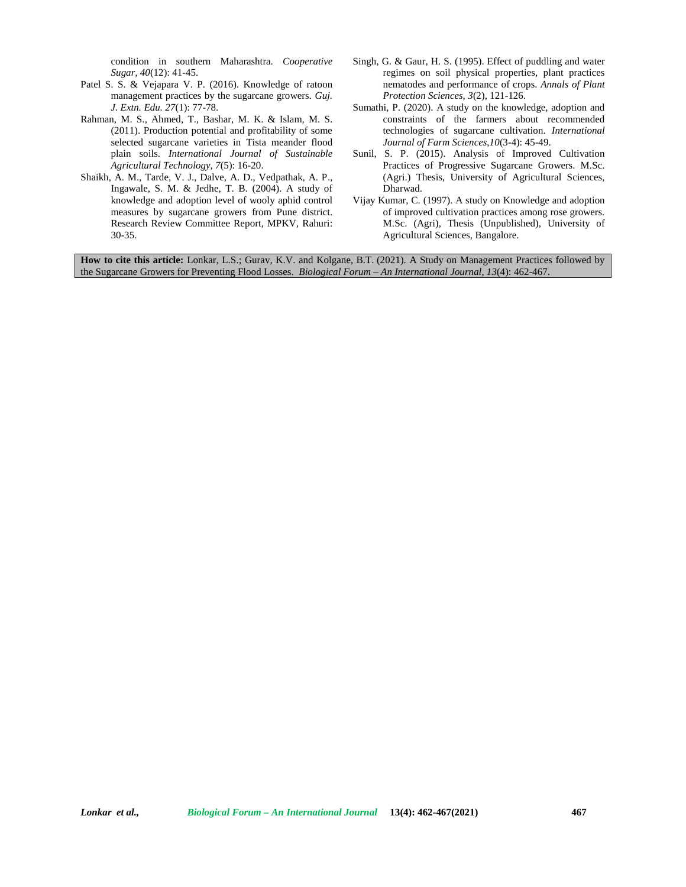condition in southern Maharashtra. *Cooperative Sugar, 40*(12): 41-45.

Patel S. S. & Vejapara V. P. (2016). Knowledge of ratoon management practices by the sugarcane growers. *Guj. J. Extn. Edu. 27*(1): 77-78.

Rahman, M. S., Ahmed, T., Bashar, M. K. & Islam, M. S. (2011). Production potential and profitability of some selected sugarcane varieties in Tista meander flood plain soils. *International Journal of Sustainable Agricultural Technology, 7*(5): 16-20.

Shaikh, A. M., Tarde, V. J., Dalve, A. D., Vedpathak, A. P., Ingawale, S. M. & Jedhe, T. B. (2004). A study of knowledge and adoption level of wooly aphid control measures by sugarcane growers from Pune district. Research Review Committee Report, MPKV, Rahuri: 30-35.

Singh, G. & Gaur, H. S. (1995). Effect of puddling and water regimes on soil physical properties, plant practices nematodes and performance of crops. *Annals of Plant Protection Sciences, 3*(2), 121-126.

Sumathi, P. (2020). A study on the knowledge, adoption and constraints of the farmers about recommended technologies of sugarcane cultivation. *International Journal of Farm Sciences,10*(3-4): 45-49.

Sunil, S. P. (2015). Analysis of Improved Cultivation Practices of Progressive Sugarcane Growers. M.Sc. (Agri.) Thesis, University of Agricultural Sciences, Dharwad.

Vijay Kumar, C. (1997). A study on Knowledge and adoption of improved cultivation practices among rose growers. M.Sc. (Agri), Thesis (Unpublished), University of Agricultural Sciences, Bangalore.

**How to cite this article:** Lonkar, L.S.; Gurav, K.V. and Kolgane, B.T. (2021). A Study on Management Practices followed by the Sugarcane Growers for Preventing Flood Losses. *Biological Forum – An International Journal, 13*(4): 462-467.